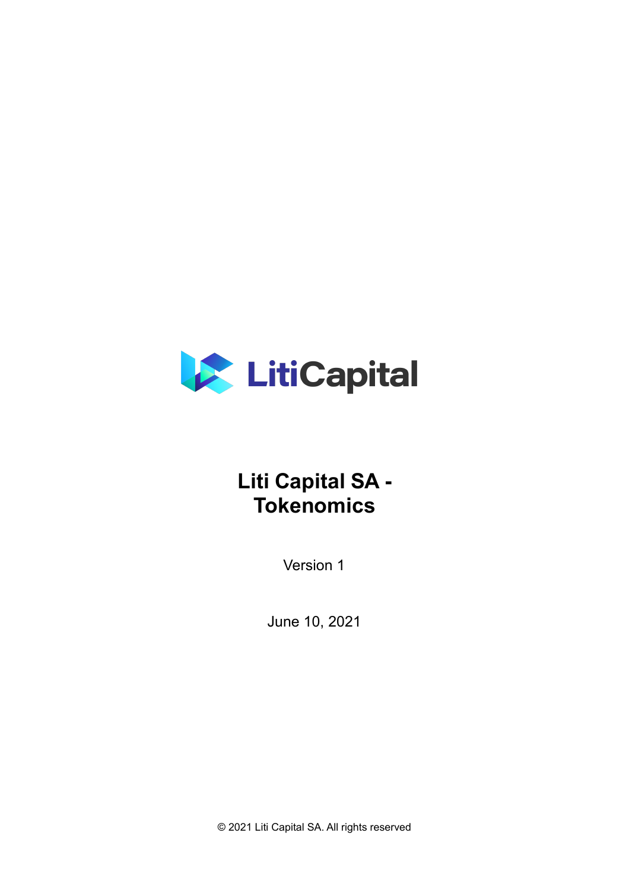# Liti Capital SA - Tokenomics

Version 1

June 10, 2021

© 2021 Liti Capital SA. All rights reserved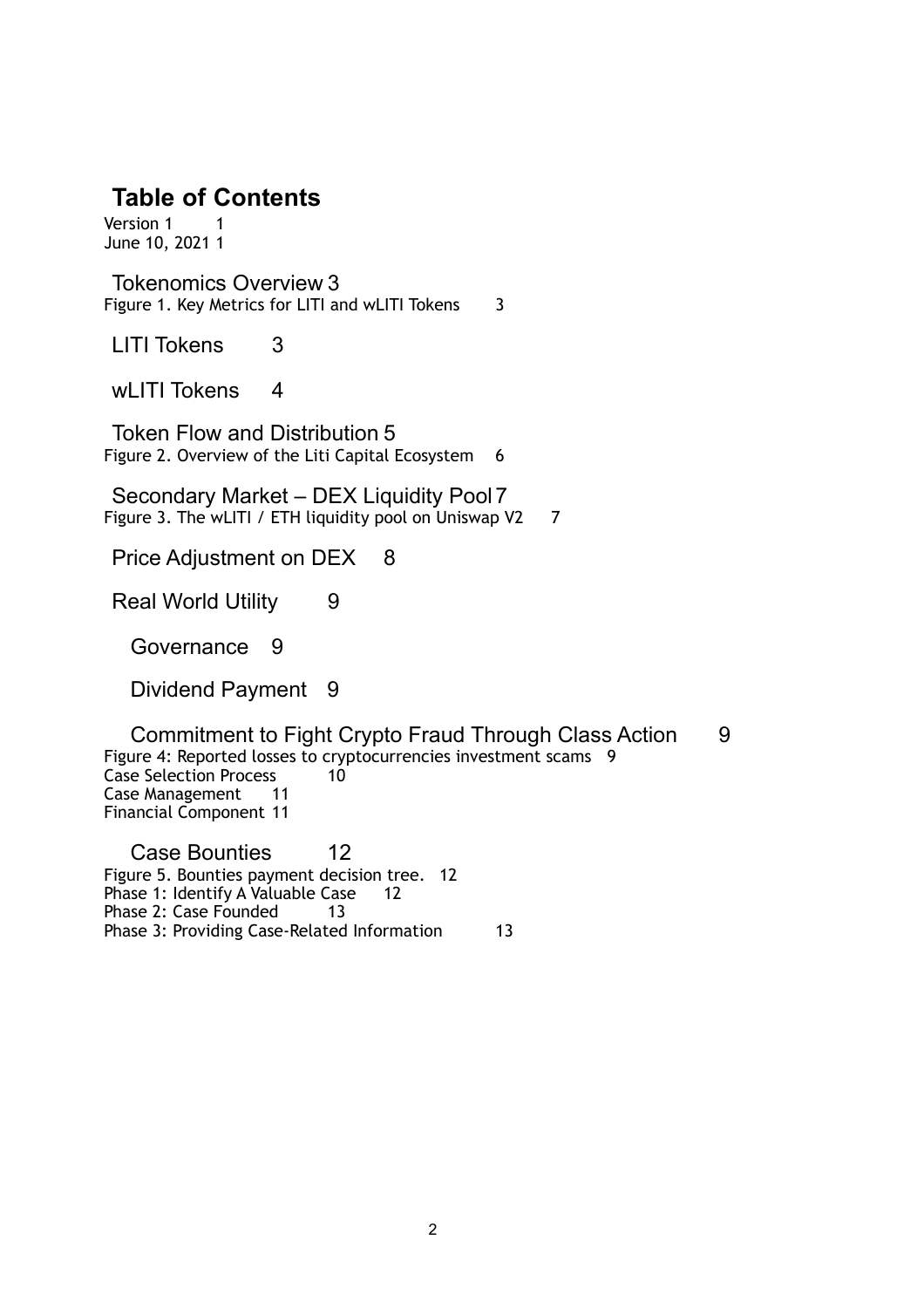# Table of Contents

Version 1 1
June 10, 2021 1

Tokenomics Overview 3
Figure 1. Key Metrics for LITI and wLITI Tokens 3

LITI Tokens 3

wLITI Tokens 4

Token Flow and Distribution 5
Figure 2. Overview of the Liti Capital Ecosystem 6

Secondary Market – DEX Liquidity Pool 7
Figure 3. The wLITI / ETH liquidity pool on Uniswap V2 7

Price Adjustment on DEX 8

Real World Utility 9

Governance 9

Dividend Payment 9

Commitment to Fight Crypto Fraud Through Class Action 9
Figure 4: Reported losses to cryptocurrencies investment scams 9
Case Selection Process 10
Case Management 11
Financial Component 11

Case Bounties 12
Figure 5. Bounties payment decision tree. 12
Phase 1: Identify A Valuable Case 12
Phase 2: Case Founded 13
Phase 3: Providing Case-Related Information 13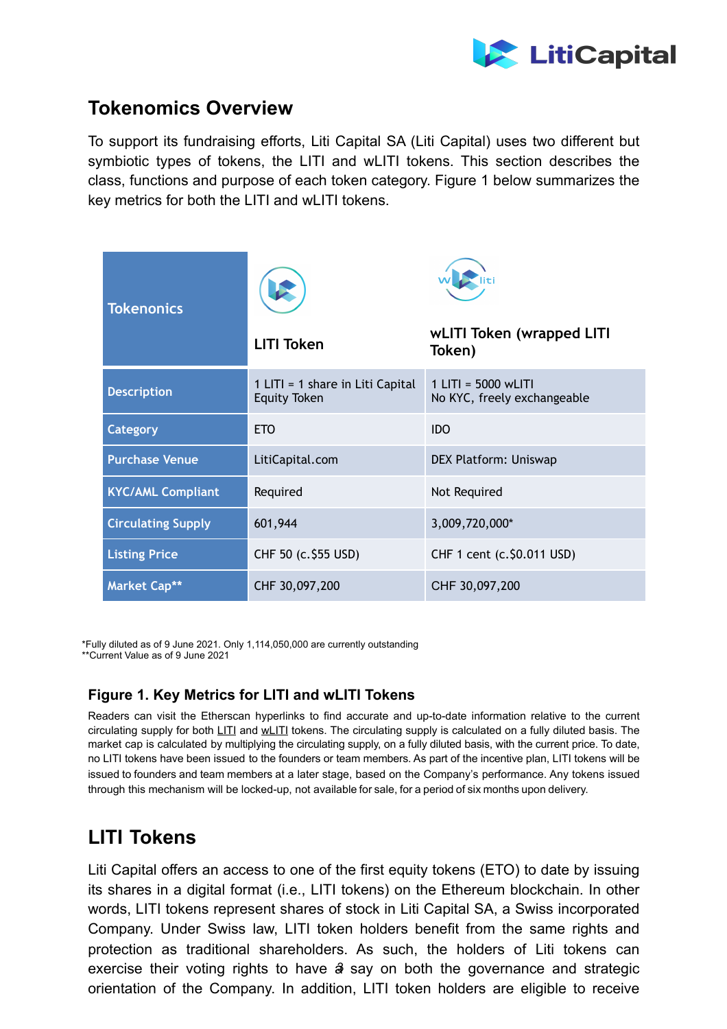## Tokenomics Overview

To support its fundraising efforts, Liti Capital SA (Liti Capital) uses two different but symbiotic types of tokens, the LITI and wLITI tokens. This section describes the class, functions and purpose of each token category. Figure 1 below summarizes the key metrics for both the LITI and wLITI tokens.

| Tokenonics | LITI Token | wLITI Token (wrapped LITI Token) |
| --- | --- | --- |
| Description | 1 LITI = 1 share in Liti Capital Equity Token | 1 LITI = 5000 wLITI<br>No KYC, freely exchangeable |
| Category | ETO | IDO |
| Purchase Venue | LitiCapital.com | DEX Platform: Uniswap |
| KYC/AML Compliant | Required | Not Required |
| Circulating Supply | 601,944 | 3,009,720,000* |
| Listing Price | CHF 50 (c.$55 USD) | CHF 1 cent (c.$0.011 USD) |
| Market Cap** | CHF 30,097,200 | CHF 30,097,200 |

*Fully diluted as of 9 June 2021. Only 1,114,050,000 are currently outstanding
**Current Value as of 9 June 2021

### Figure 1. Key Metrics for LITI and wLITI Tokens

Readers can visit the Etherscan hyperlinks to find accurate and up-to-date information relative to the current circulating supply for both LITI and wLITI tokens. The circulating supply is calculated on a fully diluted basis. The market cap is calculated by multiplying the circulating supply, on a fully diluted basis, with the current price. To date, no LITI tokens have been issued to the founders or team members. As part of the incentive plan, LITI tokens will be issued to founders and team members at a later stage, based on the Company's performance. Any tokens issued through this mechanism will be locked-up, not available for sale, for a period of six months upon delivery.

## LITI Tokens

Liti Capital offers an access to one of the first equity tokens (ETO) to date by issuing its shares in a digital format (i.e., LITI tokens) on the Ethereum blockchain. In other words, LITI tokens represent shares of stock in Liti Capital SA, a Swiss incorporated Company. Under Swiss law, LITI token holders benefit from the same rights and protection as traditional shareholders. As such, the holders of Liti tokens can exercise their voting rights to have a say on both the governance and strategic orientation of the Company. In addition, LITI token holders are eligible to receive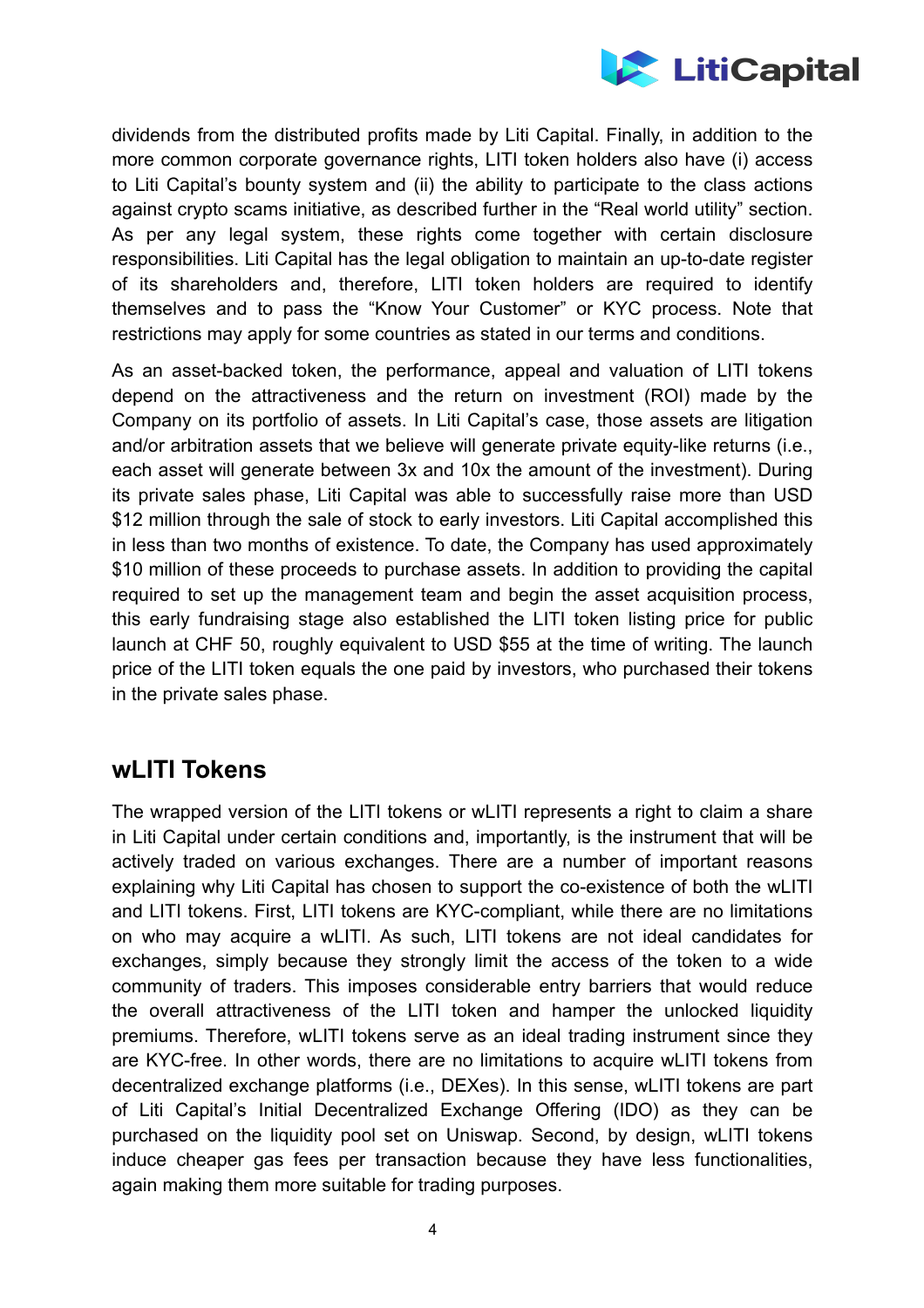dividends from the distributed profits made by Liti Capital. Finally, in addition to the more common corporate governance rights, LITI token holders also have (i) access to Liti Capital's bounty system and (ii) the ability to participate to the class actions against crypto scams initiative, as described further in the "Real world utility" section. As per any legal system, these rights come together with certain disclosure responsibilities. Liti Capital has the legal obligation to maintain an up-to-date register of its shareholders and, therefore, LITI token holders are required to identify themselves and to pass the "Know Your Customer" or KYC process. Note that restrictions may apply for some countries as stated in our terms and conditions.

As an asset-backed token, the performance, appeal and valuation of LITI tokens depend on the attractiveness and the return on investment (ROI) made by the Company on its portfolio of assets. In Liti Capital's case, those assets are litigation and/or arbitration assets that we believe will generate private equity-like returns (i.e., each asset will generate between 3x and 10x the amount of the investment). During its private sales phase, Liti Capital was able to successfully raise more than USD $12 million through the sale of stock to early investors. Liti Capital accomplished this in less than two months of existence. To date, the Company has used approximately $10 million of these proceeds to purchase assets. In addition to providing the capital required to set up the management team and begin the asset acquisition process, this early fundraising stage also established the LITI token listing price for public launch at CHF 50, roughly equivalent to USD $55 at the time of writing. The launch price of the LITI token equals the one paid by investors, who purchased their tokens in the private sales phase.

## wLITI Tokens

The wrapped version of the LITI tokens or wLITI represents a right to claim a share in Liti Capital under certain conditions and, importantly, is the instrument that will be actively traded on various exchanges. There are a number of important reasons explaining why Liti Capital has chosen to support the co-existence of both the wLITI and LITI tokens. First, LITI tokens are KYC-compliant, while there are no limitations on who may acquire a wLITI. As such, LITI tokens are not ideal candidates for exchanges, simply because they strongly limit the access of the token to a wide community of traders. This imposes considerable entry barriers that would reduce the overall attractiveness of the LITI token and hamper the unlocked liquidity premiums. Therefore, wLITI tokens serve as an ideal trading instrument since they are KYC-free. In other words, there are no limitations to acquire wLITI tokens from decentralized exchange platforms (i.e., DEXes). In this sense, wLITI tokens are part of Liti Capital's Initial Decentralized Exchange Offering (IDO) as they can be purchased on the liquidity pool set on Uniswap. Second, by design, wLITI tokens induce cheaper gas fees per transaction because they have less functionalities, again making them more suitable for trading purposes.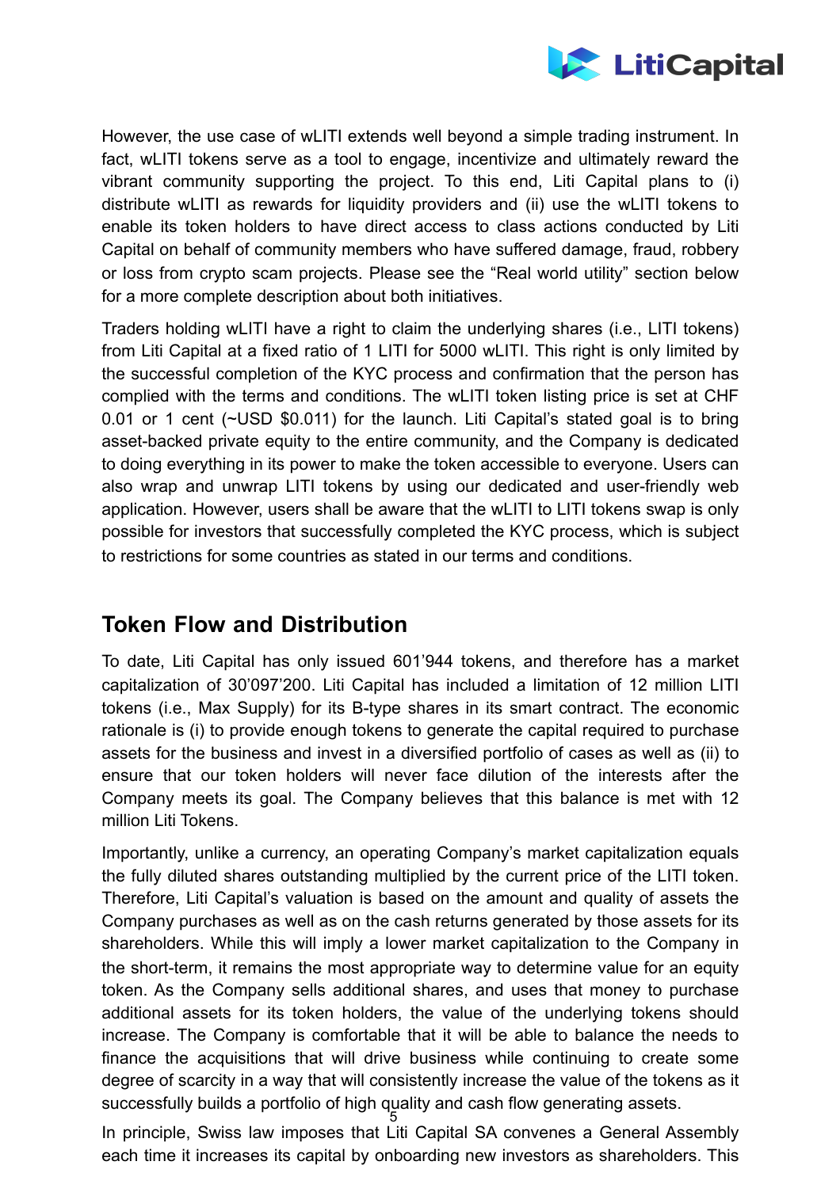However, the use case of wLITI extends well beyond a simple trading instrument. In fact, wLITI tokens serve as a tool to engage, incentivize and ultimately reward the vibrant community supporting the project. To this end, Liti Capital plans to (i) distribute wLITI as rewards for liquidity providers and (ii) use the wLITI tokens to enable its token holders to have direct access to class actions conducted by Liti Capital on behalf of community members who have suffered damage, fraud, robbery or loss from crypto scam projects. Please see the "Real world utility" section below for a more complete description about both initiatives.

Traders holding wLITI have a right to claim the underlying shares (i.e., LITI tokens) from Liti Capital at a fixed ratio of 1 LITI for 5000 wLITI. This right is only limited by the successful completion of the KYC process and confirmation that the person has complied with the terms and conditions. The wLITI token listing price is set at CHF 0.01 or 1 cent (~USD $0.011) for the launch. Liti Capital's stated goal is to bring asset-backed private equity to the entire community, and the Company is dedicated to doing everything in its power to make the token accessible to everyone. Users can also wrap and unwrap LITI tokens by using our dedicated and user-friendly web application. However, users shall be aware that the wLITI to LITI tokens swap is only possible for investors that successfully completed the KYC process, which is subject to restrictions for some countries as stated in our terms and conditions.

## Token Flow and Distribution

To date, Liti Capital has only issued 601'944 tokens, and therefore has a market capitalization of 30'097'200. Liti Capital has included a limitation of 12 million LITI tokens (i.e., Max Supply) for its B-type shares in its smart contract. The economic rationale is (i) to provide enough tokens to generate the capital required to purchase assets for the business and invest in a diversified portfolio of cases as well as (ii) to ensure that our token holders will never face dilution of the interests after the Company meets its goal. The Company believes that this balance is met with 12 million Liti Tokens.

Importantly, unlike a currency, an operating Company's market capitalization equals the fully diluted shares outstanding multiplied by the current price of the LITI token. Therefore, Liti Capital's valuation is based on the amount and quality of assets the Company purchases as well as on the cash returns generated by those assets for its shareholders. While this will imply a lower market capitalization to the Company in the short-term, it remains the most appropriate way to determine value for an equity token. As the Company sells additional shares, and uses that money to purchase additional assets for its token holders, the value of the underlying tokens should increase. The Company is comfortable that it will be able to balance the needs to finance the acquisitions that will drive business while continuing to create some degree of scarcity in a way that will consistently increase the value of the tokens as it successfully builds a portfolio of high quality and cash flow generating assets.

In principle, Swiss law imposes that Liti Capital SA convenes a General Assembly each time it increases its capital by onboarding new investors as shareholders. This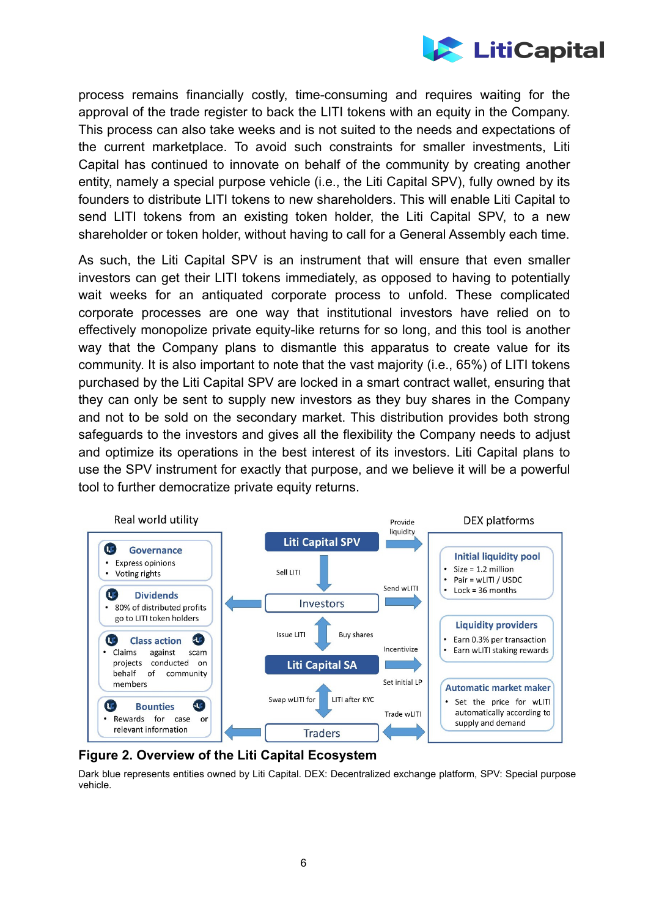process remains financially costly, time-consuming and requires waiting for the approval of the trade register to back the LITI tokens with an equity in the Company. This process can also take weeks and is not suited to the needs and expectations of the current marketplace. To avoid such constraints for smaller investments, Liti Capital has continued to innovate on behalf of the community by creating another entity, namely a special purpose vehicle (i.e., the Liti Capital SPV), fully owned by its founders to distribute LITI tokens to new shareholders. This will enable Liti Capital to send LITI tokens from an existing token holder, the Liti Capital SPV, to a new shareholder or token holder, without having to call for a General Assembly each time.

As such, the Liti Capital SPV is an instrument that will ensure that even smaller investors can get their LITI tokens immediately, as opposed to having to potentially wait weeks for an antiquated corporate process to unfold. These complicated corporate processes are one way that institutional investors have relied on to effectively monopolize private equity-like returns for so long, and this tool is another way that the Company plans to dismantle this apparatus to create value for its community. It is also important to note that the vast majority (i.e., 65%) of LITI tokens purchased by the Liti Capital SPV are locked in a smart contract wallet, ensuring that they can only be sent to supply new investors as they buy shares in the Company and not to be sold on the secondary market. This distribution provides both strong safeguards to the investors and gives all the flexibility the Company needs to adjust and optimize its operations in the best interest of its investors. Liti Capital plans to use the SPV instrument for exactly that purpose, and we believe it will be a powerful tool to further democratize private equity returns.

**Real world utility**

- **Governance**
  - Express opinions
  - Voting rights
- **Dividends**
  - 80% of distributed profits go to LITI token holders
- **Class action**
  - Claims against scam projects conducted on behalf of community members
- **Bounties**
  - Rewards for case or relevant information

**Liti Capital SPV** → Sell LITI → **Investors**

Liti Capital SPV → Provide liquidity → DEX platforms

Investors → Send wLITI → DEX platforms

**Investors** ↔ Issue LITI / Buy shares ↔ **Liti Capital SA**

Liti Capital SA → Incentivize / Set initial LP → DEX platforms

**Liti Capital SA** ↔ Swap wLITI for LITI after KYC ↔ **Traders**

Traders ↔ Trade wLITI ↔ DEX platforms

**DEX platforms**

- **Initial liquidity pool**
  - Size = 1.2 million
  - Pair = wLITI / USDC
  - Lock = 36 months
- **Liquidity providers**
  - Earn 0.3% per transaction
  - Earn wLITI staking rewards
- **Automatic market maker**
  - Set the price for wLITI automatically according to supply and demand

**Figure 2. Overview of the Liti Capital Ecosystem**

Dark blue represents entities owned by Liti Capital. DEX: Decentralized exchange platform, SPV: Special purpose vehicle.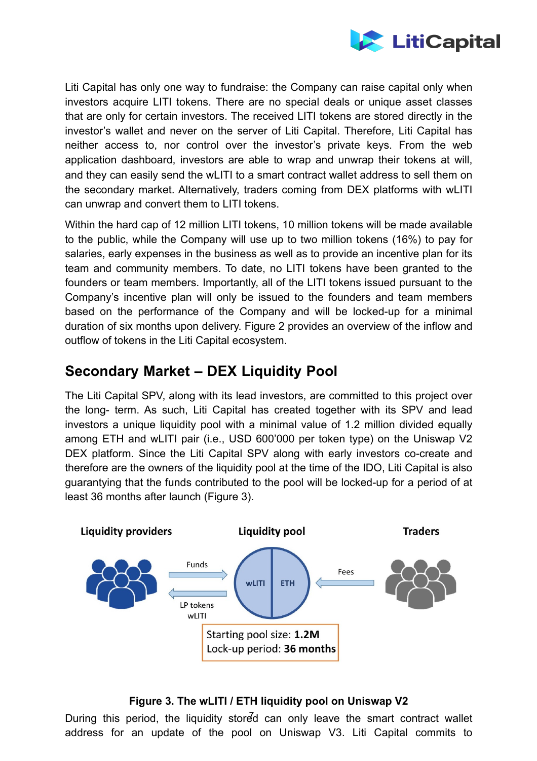Liti Capital has only one way to fundraise: the Company can raise capital only when investors acquire LITI tokens. There are no special deals or unique asset classes that are only for certain investors. The received LITI tokens are stored directly in the investor's wallet and never on the server of Liti Capital. Therefore, Liti Capital has neither access to, nor control over the investor's private keys. From the web application dashboard, investors are able to wrap and unwrap their tokens at will, and they can easily send the wLITI to a smart contract wallet address to sell them on the secondary market. Alternatively, traders coming from DEX platforms with wLITI can unwrap and convert them to LITI tokens.

Within the hard cap of 12 million LITI tokens, 10 million tokens will be made available to the public, while the Company will use up to two million tokens (16%) to pay for salaries, early expenses in the business as well as to provide an incentive plan for its team and community members. To date, no LITI tokens have been granted to the founders or team members. Importantly, all of the LITI tokens issued pursuant to the Company's incentive plan will only be issued to the founders and team members based on the performance of the Company and will be locked-up for a minimal duration of six months upon delivery. Figure 2 provides an overview of the inflow and outflow of tokens in the Liti Capital ecosystem.

## Secondary Market – DEX Liquidity Pool

The Liti Capital SPV, along with its lead investors, are committed to this project over the long- term. As such, Liti Capital has created together with its SPV and lead investors a unique liquidity pool with a minimal value of 1.2 million divided equally among ETH and wLITI pair (i.e., USD 600'000 per token type) on the Uniswap V2 DEX platform. Since the Liti Capital SPV along with early investors co-create and therefore are the owners of the liquidity pool at the time of the IDO, Liti Capital is also guarantying that the funds contributed to the pool will be locked-up for a period of at least 36 months after launch (Figure 3).

**Figure 3. The wLITI / ETH liquidity pool on Uniswap V2**

During this period, the liquidity stored can only leave the smart contract wallet address for an update of the pool on Uniswap V3. Liti Capital commits to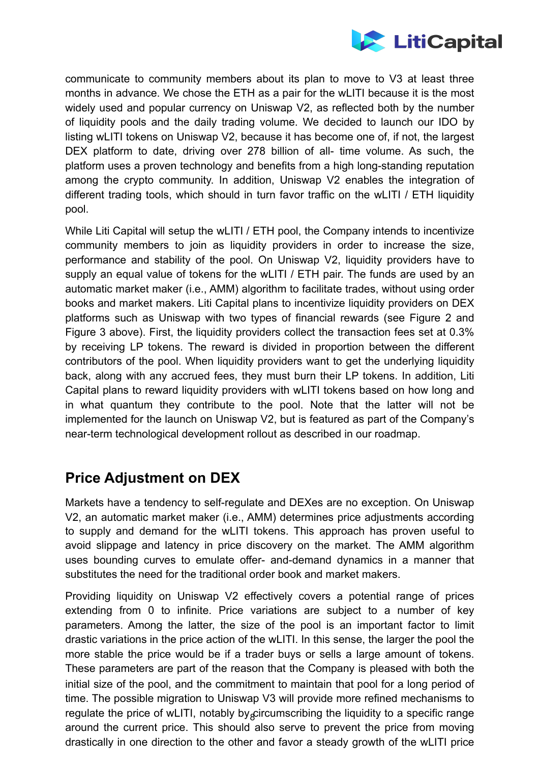communicate to community members about its plan to move to V3 at least three months in advance. We chose the ETH as a pair for the wLITI because it is the most widely used and popular currency on Uniswap V2, as reflected both by the number of liquidity pools and the daily trading volume. We decided to launch our IDO by listing wLITI tokens on Uniswap V2, because it has become one of, if not, the largest DEX platform to date, driving over 278 billion of all- time volume. As such, the platform uses a proven technology and benefits from a high long-standing reputation among the crypto community. In addition, Uniswap V2 enables the integration of different trading tools, which should in turn favor traffic on the wLITI / ETH liquidity pool.

While Liti Capital will setup the wLITI / ETH pool, the Company intends to incentivize community members to join as liquidity providers in order to increase the size, performance and stability of the pool. On Uniswap V2, liquidity providers have to supply an equal value of tokens for the wLITI / ETH pair. The funds are used by an automatic market maker (i.e., AMM) algorithm to facilitate trades, without using order books and market makers. Liti Capital plans to incentivize liquidity providers on DEX platforms such as Uniswap with two types of financial rewards (see Figure 2 and Figure 3 above). First, the liquidity providers collect the transaction fees set at 0.3% by receiving LP tokens. The reward is divided in proportion between the different contributors of the pool. When liquidity providers want to get the underlying liquidity back, along with any accrued fees, they must burn their LP tokens. In addition, Liti Capital plans to reward liquidity providers with wLITI tokens based on how long and in what quantum they contribute to the pool. Note that the latter will not be implemented for the launch on Uniswap V2, but is featured as part of the Company's near-term technological development rollout as described in our roadmap.

## Price Adjustment on DEX

Markets have a tendency to self-regulate and DEXes are no exception. On Uniswap V2, an automatic market maker (i.e., AMM) determines price adjustments according to supply and demand for the wLITI tokens. This approach has proven useful to avoid slippage and latency in price discovery on the market. The AMM algorithm uses bounding curves to emulate offer- and-demand dynamics in a manner that substitutes the need for the traditional order book and market makers.

Providing liquidity on Uniswap V2 effectively covers a potential range of prices extending from 0 to infinite. Price variations are subject to a number of key parameters. Among the latter, the size of the pool is an important factor to limit drastic variations in the price action of the wLITI. In this sense, the larger the pool the more stable the price would be if a trader buys or sells a large amount of tokens. These parameters are part of the reason that the Company is pleased with both the initial size of the pool, and the commitment to maintain that pool for a long period of time. The possible migration to Uniswap V3 will provide more refined mechanisms to regulate the price of wLITI, notably by circumscribing the liquidity to a specific range around the current price. This should also serve to prevent the price from moving drastically in one direction to the other and favor a steady growth of the wLITI price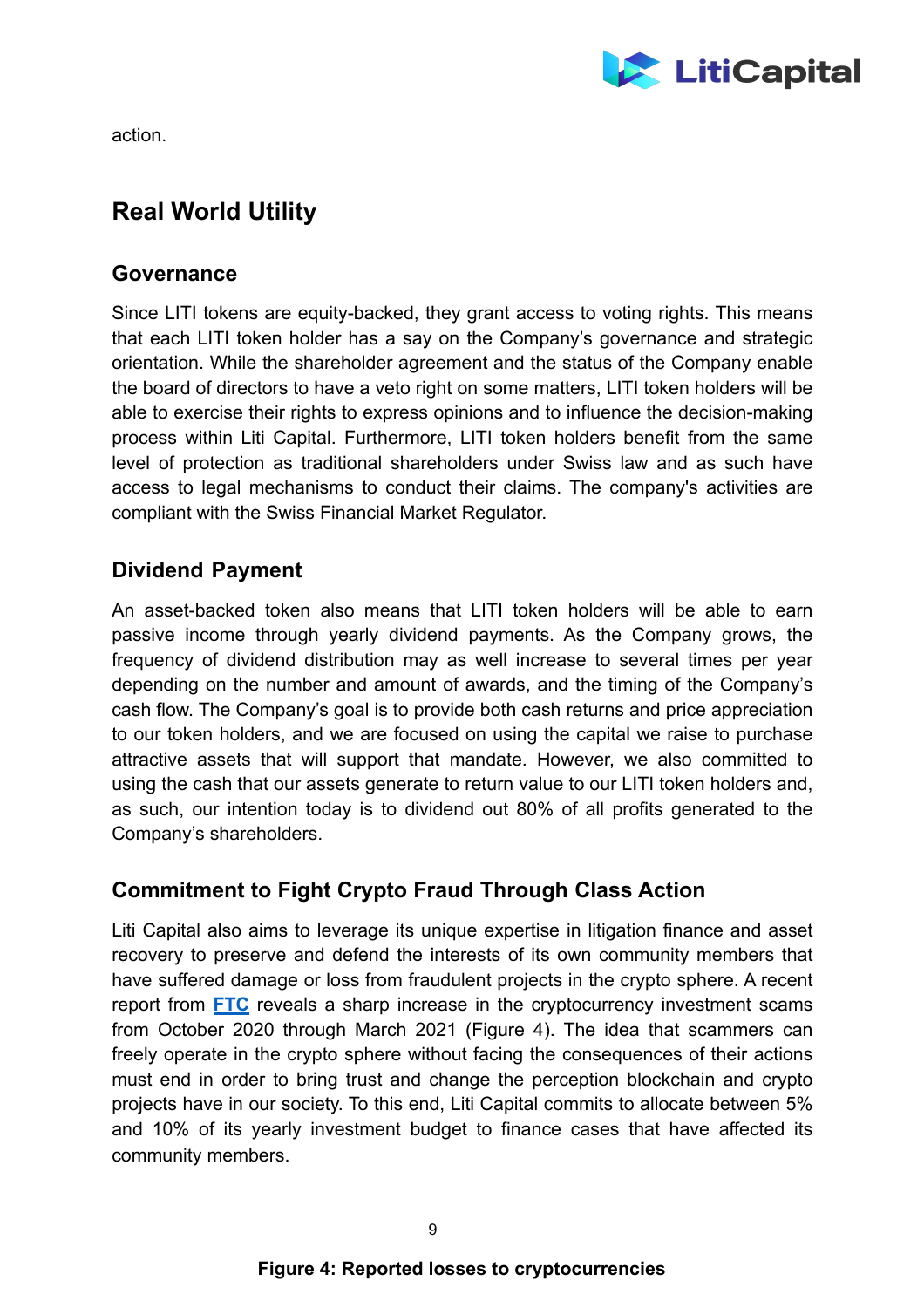action.

## Real World Utility

### Governance

Since LITI tokens are equity-backed, they grant access to voting rights. This means that each LITI token holder has a say on the Company's governance and strategic orientation. While the shareholder agreement and the status of the Company enable the board of directors to have a veto right on some matters, LITI token holders will be able to exercise their rights to express opinions and to influence the decision-making process within Liti Capital. Furthermore, LITI token holders benefit from the same level of protection as traditional shareholders under Swiss law and as such have access to legal mechanisms to conduct their claims. The company's activities are compliant with the Swiss Financial Market Regulator.

### Dividend Payment

An asset-backed token also means that LITI token holders will be able to earn passive income through yearly dividend payments. As the Company grows, the frequency of dividend distribution may as well increase to several times per year depending on the number and amount of awards, and the timing of the Company's cash flow. The Company's goal is to provide both cash returns and price appreciation to our token holders, and we are focused on using the capital we raise to purchase attractive assets that will support that mandate. However, we also committed to using the cash that our assets generate to return value to our LITI token holders and, as such, our intention today is to dividend out 80% of all profits generated to the Company's shareholders.

### Commitment to Fight Crypto Fraud Through Class Action

Liti Capital also aims to leverage its unique expertise in litigation finance and asset recovery to preserve and defend the interests of its own community members that have suffered damage or loss from fraudulent projects in the crypto sphere. A recent report from **FTC** reveals a sharp increase in the cryptocurrency investment scams from October 2020 through March 2021 (Figure 4). The idea that scammers can freely operate in the crypto sphere without facing the consequences of their actions must end in order to bring trust and change the perception blockchain and crypto projects have in our society. To this end, Liti Capital commits to allocate between 5% and 10% of its yearly investment budget to finance cases that have affected its community members.

**Figure 4: Reported losses to cryptocurrencies**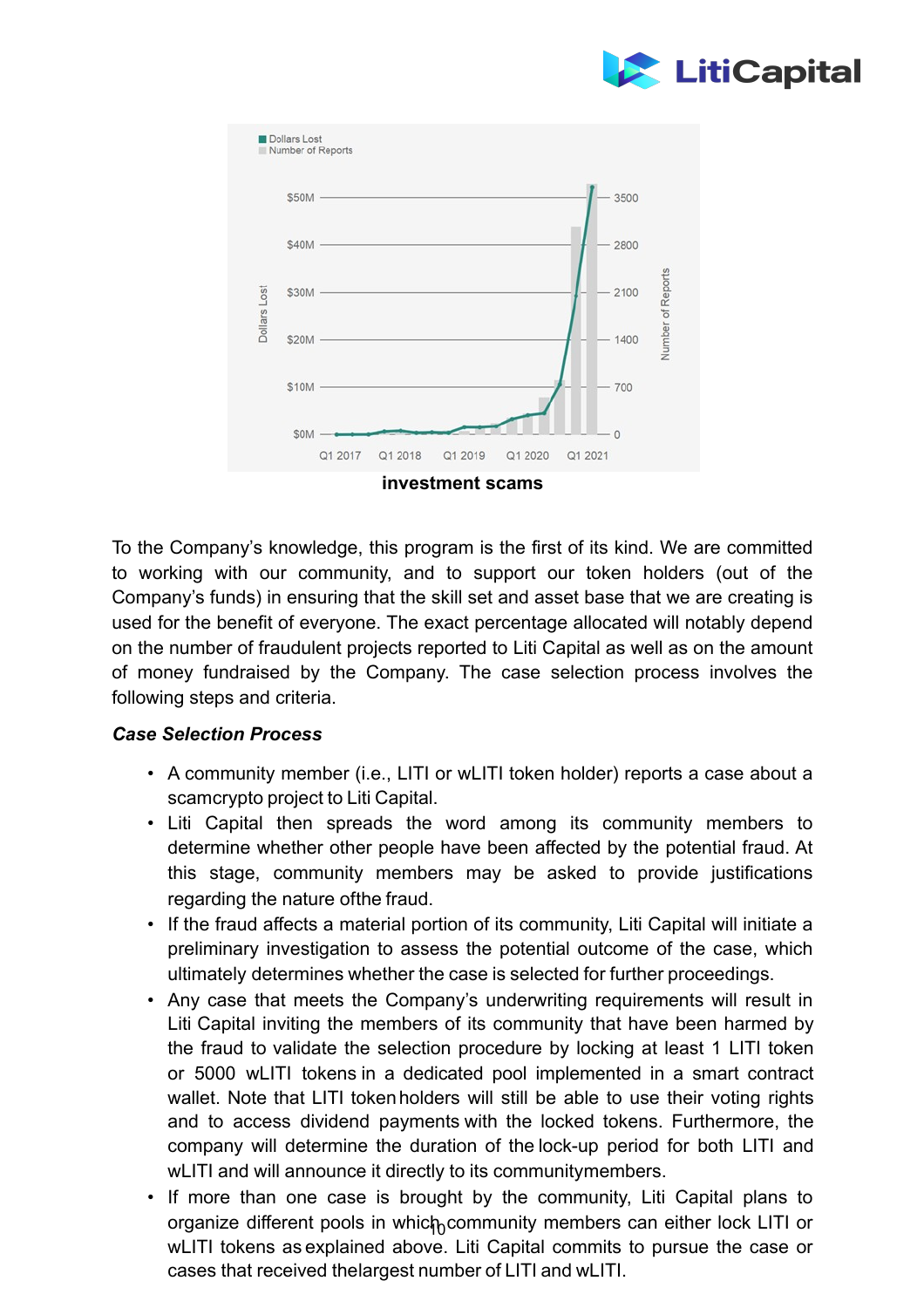investment scams

To the Company's knowledge, this program is the first of its kind. We are committed to working with our community, and to support our token holders (out of the Company's funds) in ensuring that the skill set and asset base that we are creating is used for the benefit of everyone. The exact percentage allocated will notably depend on the number of fraudulent projects reported to Liti Capital as well as on the amount of money fundraised by the Company. The case selection process involves the following steps and criteria.

***Case Selection Process***

- A community member (i.e., LITI or wLITI token holder) reports a case about a scamcrypto project to Liti Capital.
- Liti Capital then spreads the word among its community members to determine whether other people have been affected by the potential fraud. At this stage, community members may be asked to provide justifications regarding the nature ofthe fraud.
- If the fraud affects a material portion of its community, Liti Capital will initiate a preliminary investigation to assess the potential outcome of the case, which ultimately determines whether the case is selected for further proceedings.
- Any case that meets the Company's underwriting requirements will result in Liti Capital inviting the members of its community that have been harmed by the fraud to validate the selection procedure by locking at least 1 LITI token or 5000 wLITI tokens in a dedicated pool implemented in a smart contract wallet. Note that LITI token holders will still be able to use their voting rights and to access dividend payments with the locked tokens. Furthermore, the company will determine the duration of the lock-up period for both LITI and wLITI and will announce it directly to its communitymembers.
- If more than one case is brought by the community, Liti Capital plans to organize different pools in which community members can either lock LITI or wLITI tokens as explained above. Liti Capital commits to pursue the case or cases that received thelargest number of LITI and wLITI.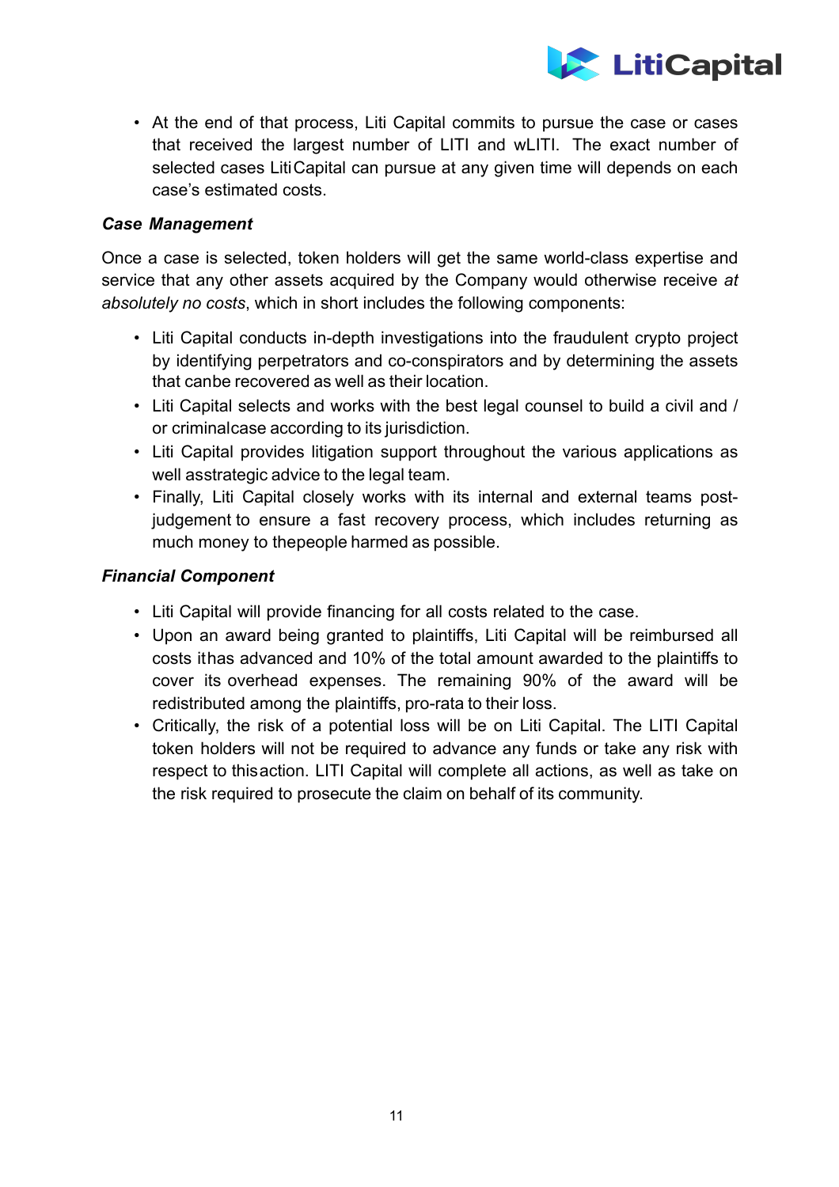- At the end of that process, Liti Capital commits to pursue the case or cases that received the largest number of LITI and wLITI. The exact number of selected cases LitiCapital can pursue at any given time will depends on each case's estimated costs.

### *Case Management*

Once a case is selected, token holders will get the same world-class expertise and service that any other assets acquired by the Company would otherwise receive *at absolutely no costs*, which in short includes the following components:

- Liti Capital conducts in-depth investigations into the fraudulent crypto project by identifying perpetrators and co-conspirators and by determining the assets that canbe recovered as well as their location.
- Liti Capital selects and works with the best legal counsel to build a civil and / or criminalcase according to its jurisdiction.
- Liti Capital provides litigation support throughout the various applications as well asstrategic advice to the legal team.
- Finally, Liti Capital closely works with its internal and external teams post-judgement to ensure a fast recovery process, which includes returning as much money to thepeople harmed as possible.

### *Financial Component*

- Liti Capital will provide financing for all costs related to the case.
- Upon an award being granted to plaintiffs, Liti Capital will be reimbursed all costs ithas advanced and 10% of the total amount awarded to the plaintiffs to cover its overhead expenses. The remaining 90% of the award will be redistributed among the plaintiffs, pro-rata to their loss.
- Critically, the risk of a potential loss will be on Liti Capital. The LITI Capital token holders will not be required to advance any funds or take any risk with respect to thisaction. LITI Capital will complete all actions, as well as take on the risk required to prosecute the claim on behalf of its community.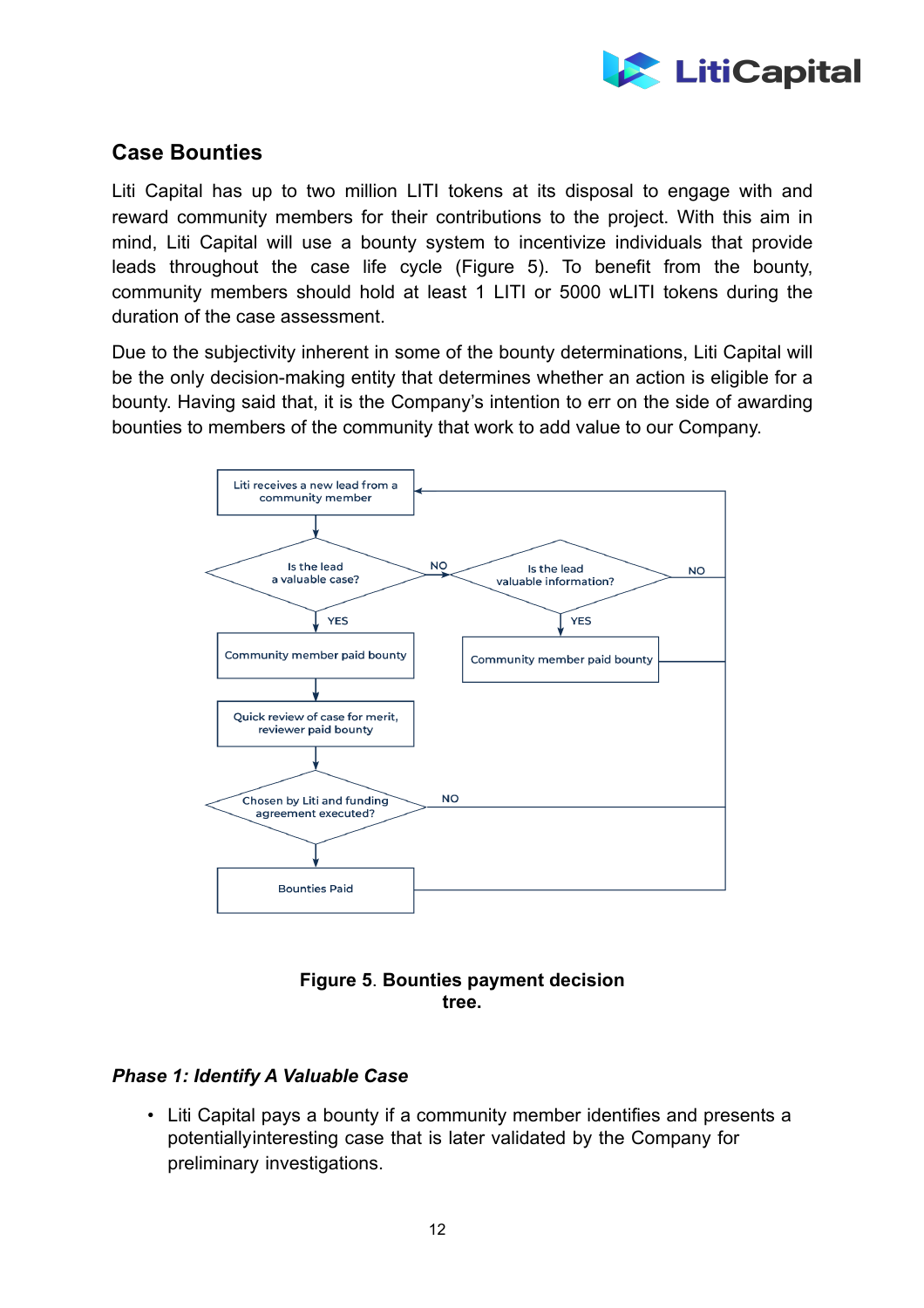## Case Bounties

Liti Capital has up to two million LITI tokens at its disposal to engage with and reward community members for their contributions to the project. With this aim in mind, Liti Capital will use a bounty system to incentivize individuals that provide leads throughout the case life cycle (Figure 5). To benefit from the bounty, community members should hold at least 1 LITI or 5000 wLITI tokens during the duration of the case assessment.

Due to the subjectivity inherent in some of the bounty determinations, Liti Capital will be the only decision-making entity that determines whether an action is eligible for a bounty. Having said that, it is the Company's intention to err on the side of awarding bounties to members of the community that work to add value to our Company.

Liti receives a new lead from a community member

Is the lead a valuable case?

NO

Is the lead valuable information?

NO

YES

YES

Community member paid bounty

Community member paid bounty

Quick review of case for merit, reviewer paid bounty

Chosen by Liti and funding agreement executed?

NO

Bounties Paid

**Figure 5. Bounties payment decision tree.**

### *Phase 1: Identify A Valuable Case*

- Liti Capital pays a bounty if a community member identifies and presents a potentiallyinteresting case that is later validated by the Company for preliminary investigations.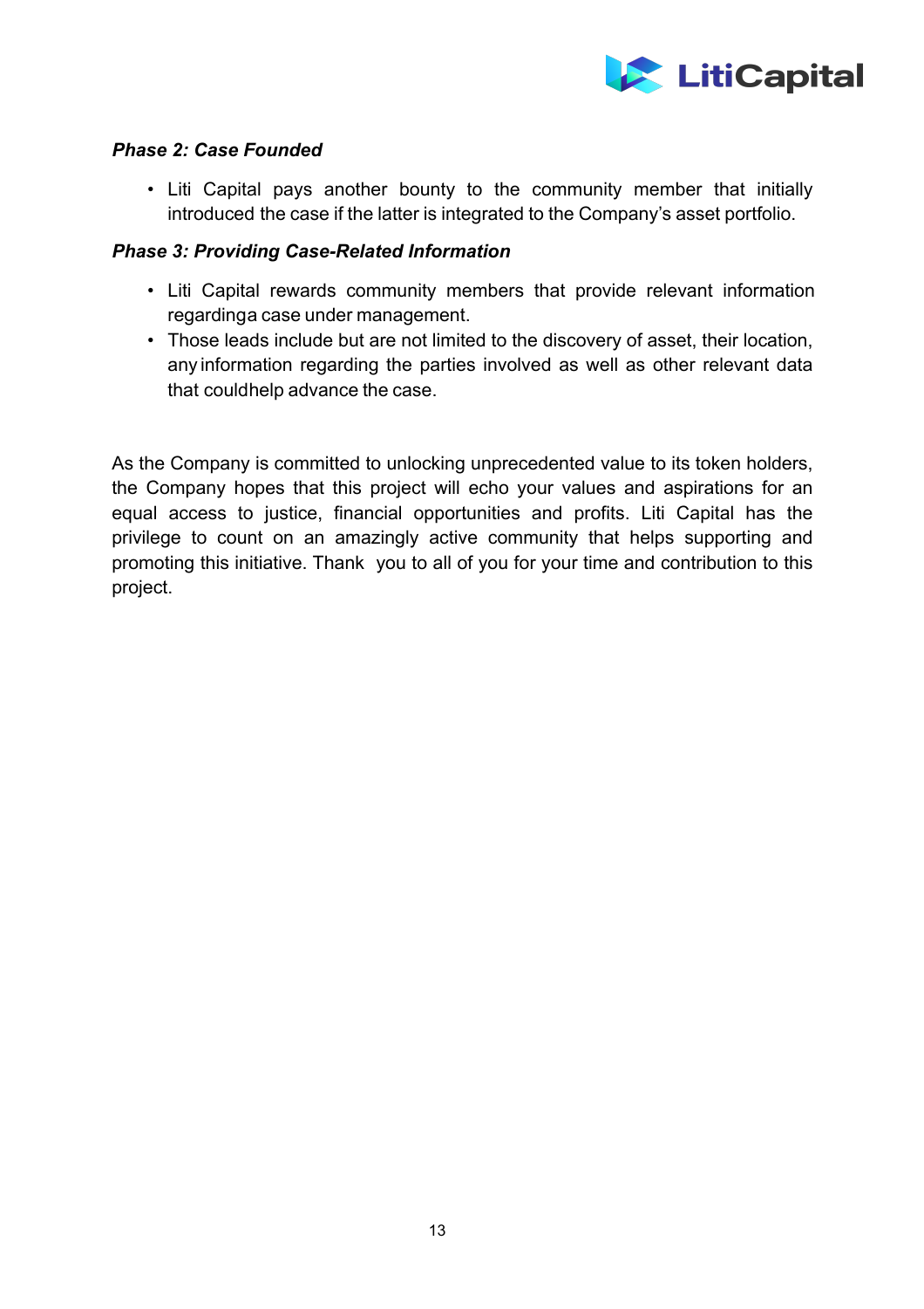***Phase 2: Case Founded***

- Liti Capital pays another bounty to the community member that initially introduced the case if the latter is integrated to the Company's asset portfolio.

***Phase 3: Providing Case-Related Information***

- Liti Capital rewards community members that provide relevant information regardinga case under management.
- Those leads include but are not limited to the discovery of asset, their location, any information regarding the parties involved as well as other relevant data that couldhelp advance the case.

As the Company is committed to unlocking unprecedented value to its token holders, the Company hopes that this project will echo your values and aspirations for an equal access to justice, financial opportunities and profits. Liti Capital has the privilege to count on an amazingly active community that helps supporting and promoting this initiative. Thank you to all of you for your time and contribution to this project.